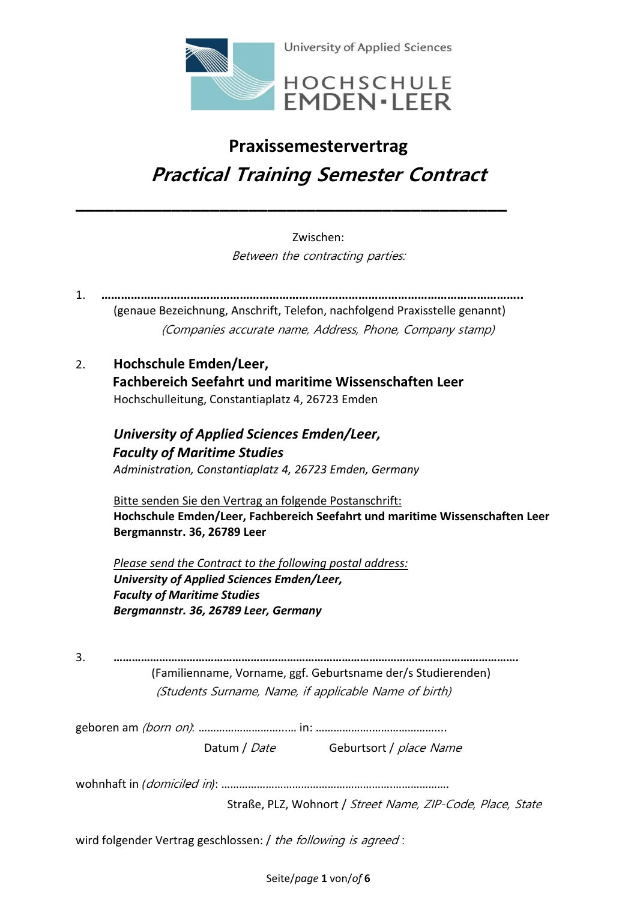University of Applied Sciences
HOCHSCHULE EMDEN▪LEER

# Praxissemestervertrag

## *Practical Training Semester Contract*

---

Zwischen:

*Between the contracting parties:*

1. **…………………………………………………………………………………………………………..**

   (genaue Bezeichnung, Anschrift, Telefon, nachfolgend Praxisstelle genannt)

   *(Companies accurate name, Address, Phone, Company stamp)*

2. **Hochschule Emden/Leer,**
   **Fachbereich Seefahrt und maritime Wissenschaften Leer**
   Hochschulleitung, Constantiaplatz 4, 26723 Emden

   ***University of Applied Sciences Emden/Leer,***
   ***Faculty of Maritime Studies***
   *Administration, Constantiaplatz 4, 26723 Emden, Germany*

   Bitte senden Sie den Vertrag an folgende Postanschrift:
   **Hochschule Emden/Leer, Fachbereich Seefahrt und maritime Wissenschaften Leer**
   **Bergmannstr. 36, 26789 Leer**

   *Please send the Contract to the following postal address:*
   ***University of Applied Sciences Emden/Leer,***
   ***Faculty of Maritime Studies***
   ***Bergmannstr. 36, 26789 Leer, Germany***

3. **…………………………………………………………………………………………………………..**

   (Familienname, Vorname, ggf. Geburtsname der/s Studierenden)

   *(Students Surname, Name, if applicable Name of birth)*

geboren am *(born on)*: ………………………….. in: …………………………………...

Datum / *Date* Geburtsort / *place Name*

wohnhaft in *(domiciled in)*: ………………………………………………………..……………….

Straße, PLZ, Wohnort / *Street Name, ZIP-Code, Place, State*

wird folgender Vertrag geschlossen: / *the following is agreed* :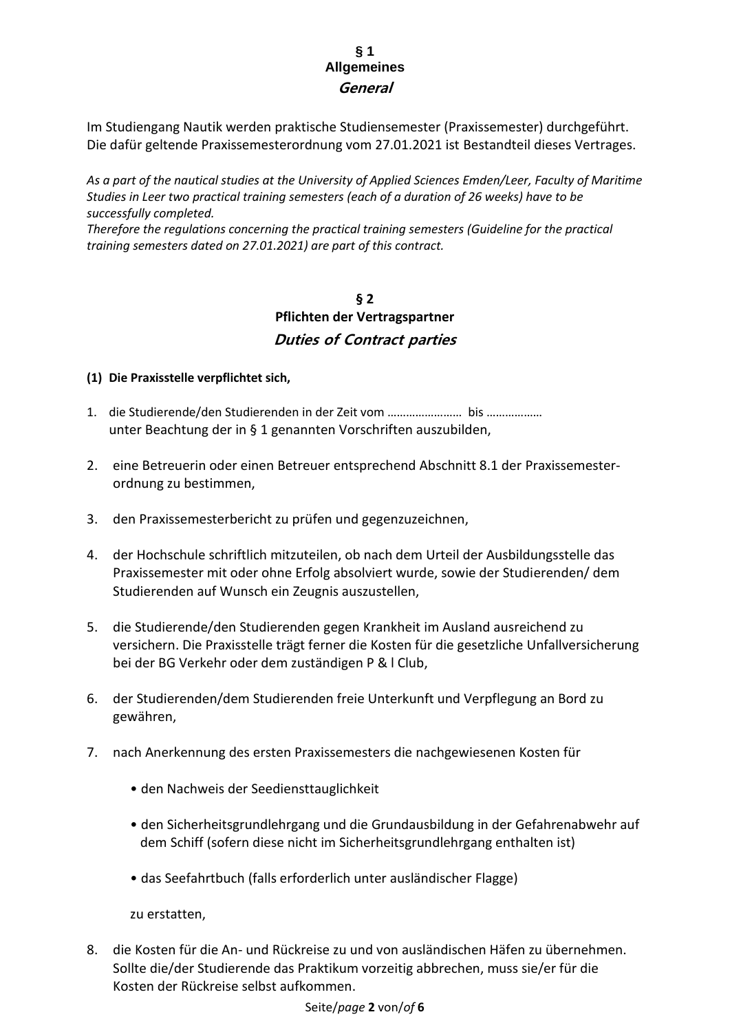## § 1
## Allgemeines
## *General*

Im Studiengang Nautik werden praktische Studiensemester (Praxissemester) durchgeführt. Die dafür geltende Praxissemesterordnung vom 27.01.2021 ist Bestandteil dieses Vertrages.

*As a part of the nautical studies at the University of Applied Sciences Emden/Leer, Faculty of Maritime Studies in Leer two practical training semesters (each of a duration of 26 weeks) have to be successfully completed.*
*Therefore the regulations concerning the practical training semesters (Guideline for the practical training semesters dated on 27.01.2021) are part of this contract.*

## § 2
## Pflichten der Vertragspartner
## *Duties of Contract parties*

**(1) Die Praxisstelle verpflichtet sich,**

1. die Studierende/den Studierenden in der Zeit vom …………………… bis ……………… unter Beachtung der in § 1 genannten Vorschriften auszubilden,

2. eine Betreuerin oder einen Betreuer entsprechend Abschnitt 8.1 der Praxissemester-ordnung zu bestimmen,

3. den Praxissemesterbericht zu prüfen und gegenzuzeichnen,

4. der Hochschule schriftlich mitzuteilen, ob nach dem Urteil der Ausbildungsstelle das Praxissemester mit oder ohne Erfolg absolviert wurde, sowie der Studierenden/ dem Studierenden auf Wunsch ein Zeugnis auszustellen,

5. die Studierende/den Studierenden gegen Krankheit im Ausland ausreichend zu versichern. Die Praxisstelle trägt ferner die Kosten für die gesetzliche Unfallversicherung bei der BG Verkehr oder dem zuständigen P & I Club,

6. der Studierenden/dem Studierenden freie Unterkunft und Verpflegung an Bord zu gewähren,

7. nach Anerkennung des ersten Praxissemesters die nachgewiesenen Kosten für

   - den Nachweis der Seediensttauglichkeit
   - den Sicherheitsgrundlehrgang und die Grundausbildung in der Gefahrenabwehr auf dem Schiff (sofern diese nicht im Sicherheitsgrundlehrgang enthalten ist)
   - das Seefahrtbuch (falls erforderlich unter ausländischer Flagge)

   zu erstatten,

8. die Kosten für die An- und Rückreise zu und von ausländischen Häfen zu übernehmen. Sollte die/der Studierende das Praktikum vorzeitig abbrechen, muss sie/er für die Kosten der Rückreise selbst aufkommen.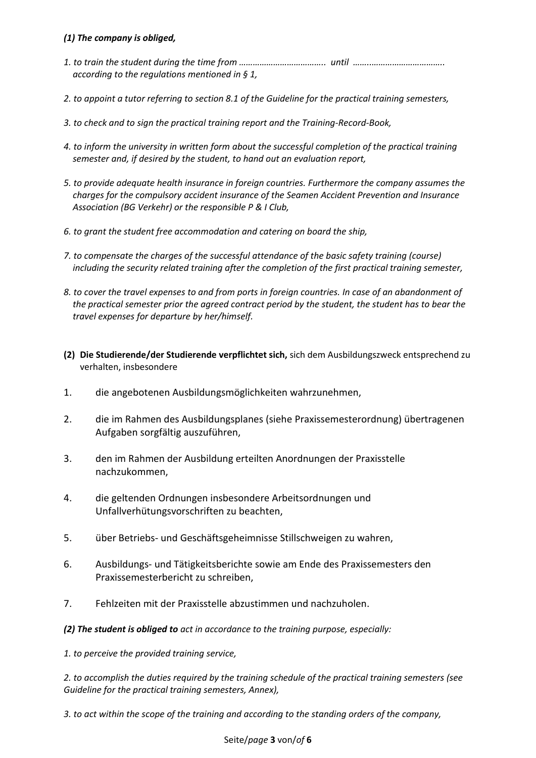***(1) The company is obliged,***

*1. to train the student during the time from ……………………………….. until …….…………………………..*
*according to the regulations mentioned in § 1,*

*2. to appoint a tutor referring to section 8.1 of the Guideline for the practical training semesters,*

*3. to check and to sign the practical training report and the Training-Record-Book,*

*4. to inform the university in written form about the successful completion of the practical training semester and, if desired by the student, to hand out an evaluation report,*

*5. to provide adequate health insurance in foreign countries. Furthermore the company assumes the charges for the compulsory accident insurance of the Seamen Accident Prevention and Insurance Association (BG Verkehr) or the responsible P & I Club,*

*6. to grant the student free accommodation and catering on board the ship,*

*7. to compensate the charges of the successful attendance of the basic safety training (course) including the security related training after the completion of the first practical training semester,*

*8. to cover the travel expenses to and from ports in foreign countries. In case of an abandonment of the practical semester prior the agreed contract period by the student, the student has to bear the travel expenses for departure by her/himself.*

**(2) Die Studierende/der Studierende verpflichtet sich,** sich dem Ausbildungszweck entsprechend zu verhalten, insbesondere

1. die angebotenen Ausbildungsmöglichkeiten wahrzunehmen,
2. die im Rahmen des Ausbildungsplanes (siehe Praxissemesterordnung) übertragenen Aufgaben sorgfältig auszuführen,
3. den im Rahmen der Ausbildung erteilten Anordnungen der Praxisstelle nachzukommen,
4. die geltenden Ordnungen insbesondere Arbeitsordnungen und Unfallverhütungsvorschriften zu beachten,
5. über Betriebs- und Geschäftsgeheimnisse Stillschweigen zu wahren,
6. Ausbildungs- und Tätigkeitsberichte sowie am Ende des Praxissemesters den Praxissemesterbericht zu schreiben,
7. Fehlzeiten mit der Praxisstelle abzustimmen und nachzuholen.

***(2) The student is obliged to*** *act in accordance to the training purpose, especially:*

*1. to perceive the provided training service,*

*2. to accomplish the duties required by the training schedule of the practical training semesters (see Guideline for the practical training semesters, Annex),*

*3. to act within the scope of the training and according to the standing orders of the company,*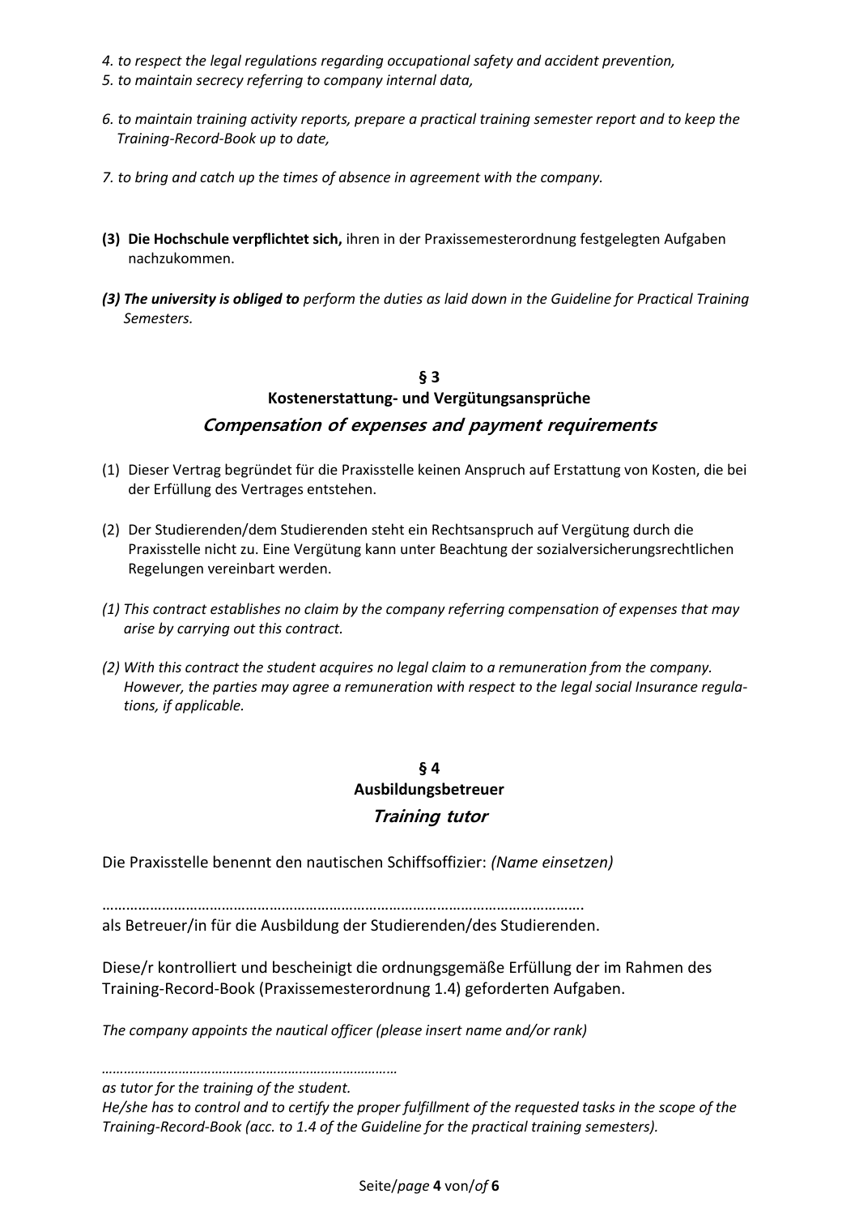*4. to respect the legal regulations regarding occupational safety and accident prevention,*

*5. to maintain secrecy referring to company internal data,*

*6. to maintain training activity reports, prepare a practical training semester report and to keep the Training-Record-Book up to date,*

*7. to bring and catch up the times of absence in agreement with the company.*

**(3) Die Hochschule verpflichtet sich,** ihren in der Praxissemesterordnung festgelegten Aufgaben nachzukommen.

***(3) The university is obliged to** perform the duties as laid down in the Guideline for Practical Training Semesters.*

## § 3
## Kostenerstattung- und Vergütungsansprüche
## *Compensation of expenses and payment requirements*

(1) Dieser Vertrag begründet für die Praxisstelle keinen Anspruch auf Erstattung von Kosten, die bei der Erfüllung des Vertrages entstehen.

(2) Der Studierenden/dem Studierenden steht ein Rechtsanspruch auf Vergütung durch die Praxisstelle nicht zu. Eine Vergütung kann unter Beachtung der sozialversicherungsrechtlichen Regelungen vereinbart werden.

*(1) This contract establishes no claim by the company referring compensation of expenses that may arise by carrying out this contract.*

*(2) With this contract the student acquires no legal claim to a remuneration from the company. However, the parties may agree a remuneration with respect to the legal social Insurance regulations, if applicable.*

## § 4
## Ausbildungsbetreuer
## *Training tutor*

Die Praxisstelle benennt den nautischen Schiffsoffizier: *(Name einsetzen)*

……………………………………………………………………………………………………….
als Betreuer/in für die Ausbildung der Studierenden/des Studierenden.

Diese/r kontrolliert und bescheinigt die ordnungsgemäße Erfüllung der im Rahmen des Training-Record-Book (Praxissemesterordnung 1.4) geforderten Aufgaben.

*The company appoints the nautical officer (please insert name and/or rank)*

*……………………………………………………………………*
*as tutor for the training of the student.*
*He/she has to control and to certify the proper fulfillment of the requested tasks in the scope of the Training-Record-Book (acc. to 1.4 of the Guideline for the practical training semesters).*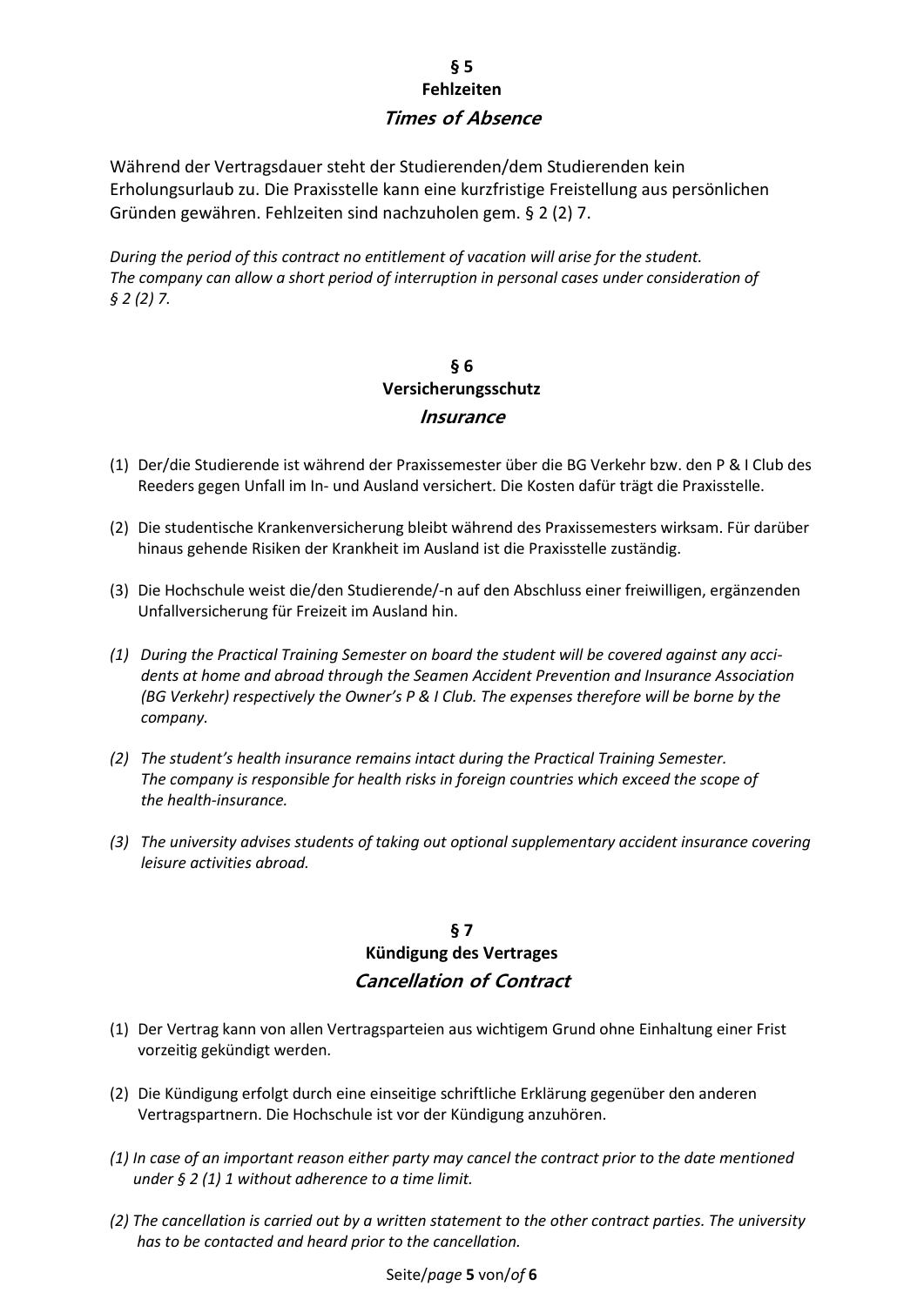## § 5
## Fehlzeiten
### *Times of Absence*

Während der Vertragsdauer steht der Studierenden/dem Studierenden kein Erholungsurlaub zu. Die Praxisstelle kann eine kurzfristige Freistellung aus persönlichen Gründen gewähren. Fehlzeiten sind nachzuholen gem. § 2 (2) 7.

*During the period of this contract no entitlement of vacation will arise for the student. The company can allow a short period of interruption in personal cases under consideration of § 2 (2) 7.*

## § 6
## Versicherungsschutz
### *Insurance*

(1) Der/die Studierende ist während der Praxissemester über die BG Verkehr bzw. den P & I Club des Reeders gegen Unfall im In- und Ausland versichert. Die Kosten dafür trägt die Praxisstelle.

(2) Die studentische Krankenversicherung bleibt während des Praxissemesters wirksam. Für darüber hinaus gehende Risiken der Krankheit im Ausland ist die Praxisstelle zuständig.

(3) Die Hochschule weist die/den Studierende/-n auf den Abschluss einer freiwilligen, ergänzenden Unfallversicherung für Freizeit im Ausland hin.

*(1) During the Practical Training Semester on board the student will be covered against any accidents at home and abroad through the Seamen Accident Prevention and Insurance Association (BG Verkehr) respectively the Owner's P & I Club. The expenses therefore will be borne by the company.*

*(2) The student's health insurance remains intact during the Practical Training Semester. The company is responsible for health risks in foreign countries which exceed the scope of the health-insurance.*

*(3) The university advises students of taking out optional supplementary accident insurance covering leisure activities abroad.*

## § 7
## Kündigung des Vertrages
### *Cancellation of Contract*

(1) Der Vertrag kann von allen Vertragsparteien aus wichtigem Grund ohne Einhaltung einer Frist vorzeitig gekündigt werden.

(2) Die Kündigung erfolgt durch eine einseitige schriftliche Erklärung gegenüber den anderen Vertragspartnern. Die Hochschule ist vor der Kündigung anzuhören.

*(1) In case of an important reason either party may cancel the contract prior to the date mentioned under § 2 (1) 1 without adherence to a time limit.*

*(2) The cancellation is carried out by a written statement to the other contract parties. The university has to be contacted and heard prior to the cancellation.*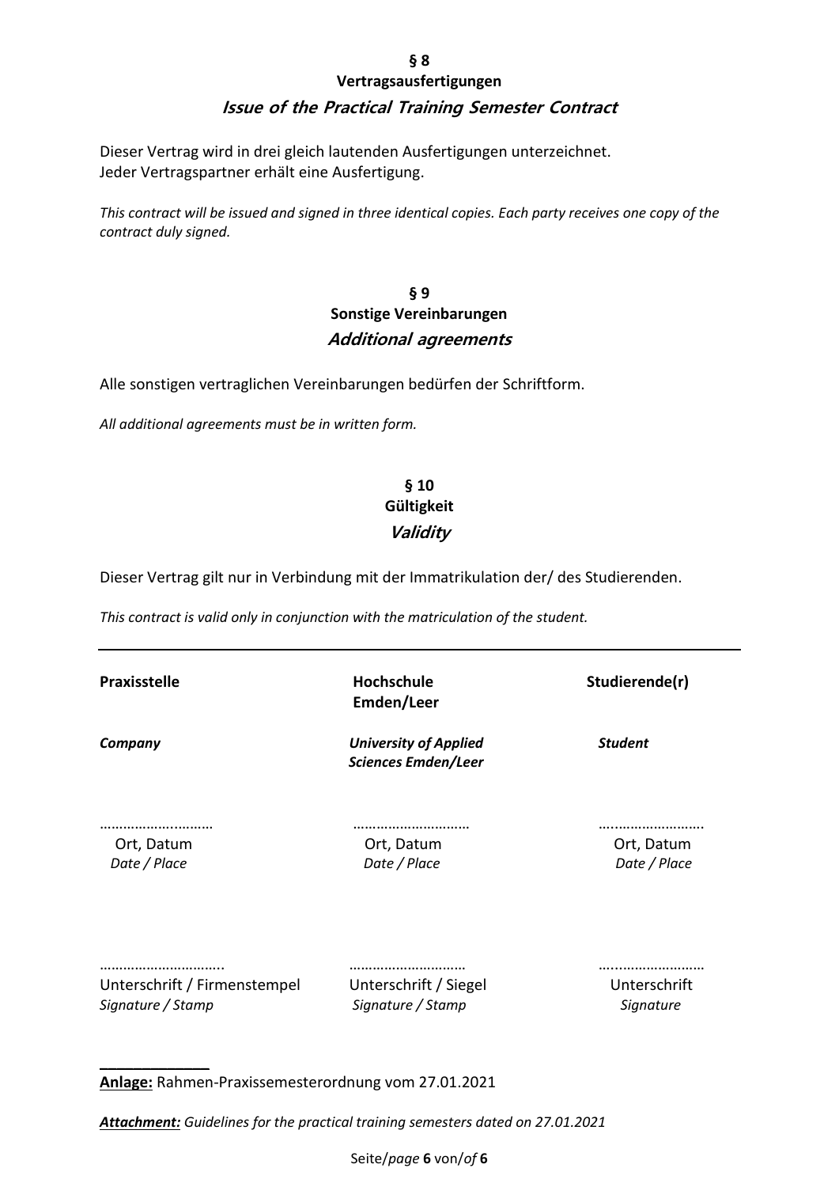## § 8
## Vertragsausfertigungen
## *Issue of the Practical Training Semester Contract*

Dieser Vertrag wird in drei gleich lautenden Ausfertigungen unterzeichnet.
Jeder Vertragspartner erhält eine Ausfertigung.

*This contract will be issued and signed in three identical copies. Each party receives one copy of the contract duly signed.*

## § 9
## Sonstige Vereinbarungen
## *Additional agreements*

Alle sonstigen vertraglichen Vereinbarungen bedürfen der Schriftform.

*All additional agreements must be in written form.*

## § 10
## Gültigkeit
## *Validity*

Dieser Vertrag gilt nur in Verbindung mit der Immatrikulation der/ des Studierenden.

*This contract is valid only in conjunction with the matriculation of the student.*

---

| | | |
|---|---|---|
| **Praxisstelle** | **Hochschule Emden/Leer** | **Studierende(r)** |
| ***Company*** | ***University of Applied Sciences Emden/Leer*** | ***Student*** |
| ……………………… | ……………………… | ……………………… |
| Ort, Datum *Date / Place* | Ort, Datum *Date / Place* | Ort, Datum *Date / Place* |
| ……………………… | ……………………… | ……………………… |
| Unterschrift / Firmenstempel *Signature / Stamp* | Unterschrift / Siegel *Signature / Stamp* | Unterschrift *Signature* |

---

**Anlage:** Rahmen-Praxissemesterordnung vom 27.01.2021

***Attachment:*** *Guidelines for the practical training semesters dated on 27.01.2021*